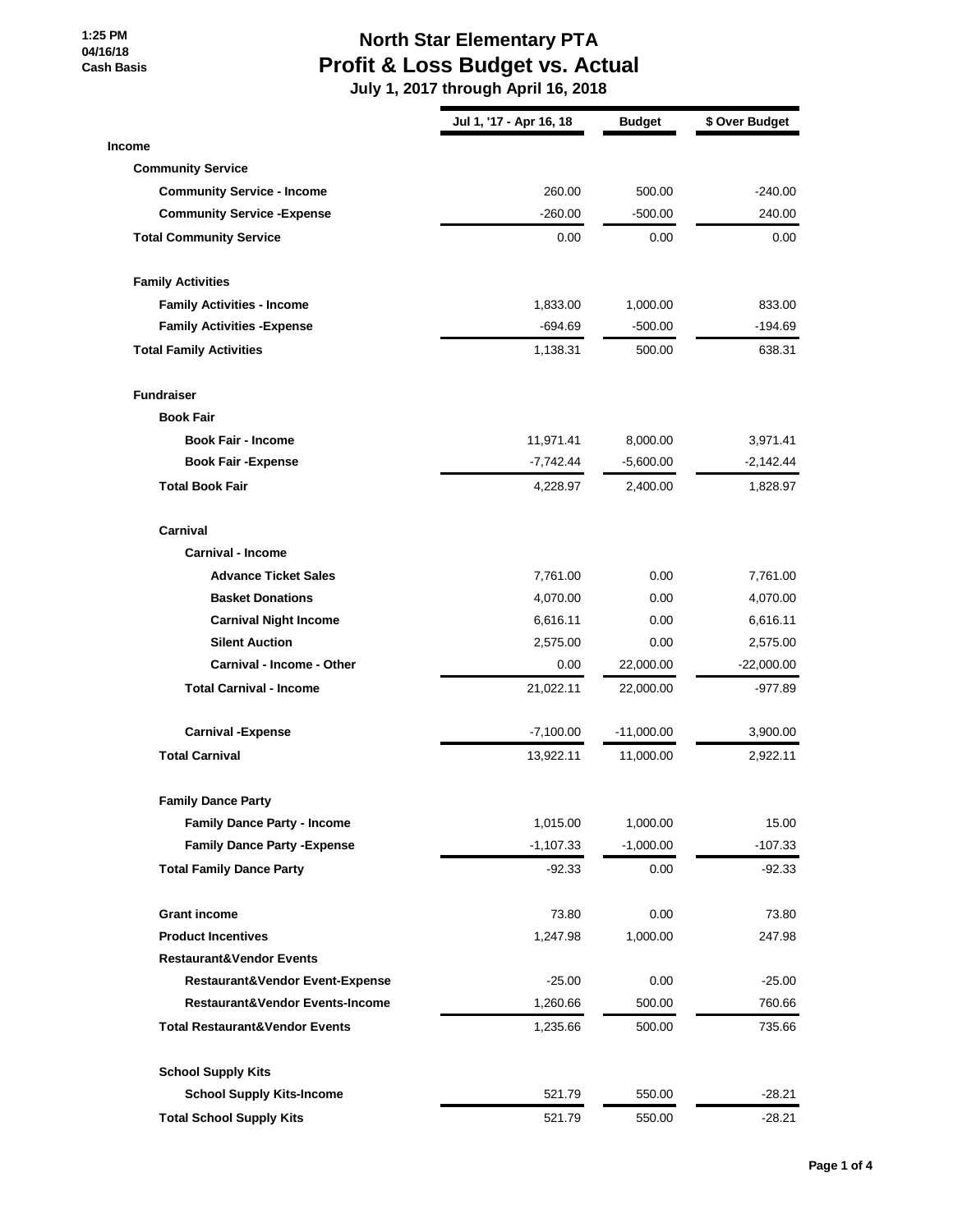1:25 PM
04/16/18
Cash Basis

# North Star Elementary PTA
## Profit & Loss Budget vs. Actual
### July 1, 2017 through April 16, 2018

| | Jul 1, '17 - Apr 16, 18 | Budget | $ Over Budget |
|---|---|---|---|
| **Income** | | | |
| **Community Service** | | | |
| **Community Service - Income** | 260.00 | 500.00 | -240.00 |
| **Community Service -Expense** | -260.00 | -500.00 | 240.00 |
| **Total Community Service** | 0.00 | 0.00 | 0.00 |
| **Family Activities** | | | |
| **Family Activities - Income** | 1,833.00 | 1,000.00 | 833.00 |
| **Family Activities -Expense** | -694.69 | -500.00 | -194.69 |
| **Total Family Activities** | 1,138.31 | 500.00 | 638.31 |
| **Fundraiser** | | | |
| **Book Fair** | | | |
| **Book Fair - Income** | 11,971.41 | 8,000.00 | 3,971.41 |
| **Book Fair -Expense** | -7,742.44 | -5,600.00 | -2,142.44 |
| **Total Book Fair** | 4,228.97 | 2,400.00 | 1,828.97 |
| **Carnival** | | | |
| **Carnival - Income** | | | |
| **Advance Ticket Sales** | 7,761.00 | 0.00 | 7,761.00 |
| **Basket Donations** | 4,070.00 | 0.00 | 4,070.00 |
| **Carnival Night Income** | 6,616.11 | 0.00 | 6,616.11 |
| **Silent Auction** | 2,575.00 | 0.00 | 2,575.00 |
| **Carnival - Income - Other** | 0.00 | 22,000.00 | -22,000.00 |
| **Total Carnival - Income** | 21,022.11 | 22,000.00 | -977.89 |
| **Carnival -Expense** | -7,100.00 | -11,000.00 | 3,900.00 |
| **Total Carnival** | 13,922.11 | 11,000.00 | 2,922.11 |
| **Family Dance Party** | | | |
| **Family Dance Party - Income** | 1,015.00 | 1,000.00 | 15.00 |
| **Family Dance Party -Expense** | -1,107.33 | -1,000.00 | -107.33 |
| **Total Family Dance Party** | -92.33 | 0.00 | -92.33 |
| **Grant income** | 73.80 | 0.00 | 73.80 |
| **Product Incentives** | 1,247.98 | 1,000.00 | 247.98 |
| **Restaurant&Vendor Events** | | | |
| **Restaurant&Vendor Event-Expense** | -25.00 | 0.00 | -25.00 |
| **Restaurant&Vendor Events-Income** | 1,260.66 | 500.00 | 760.66 |
| **Total Restaurant&Vendor Events** | 1,235.66 | 500.00 | 735.66 |
| **School Supply Kits** | | | |
| **School Supply Kits-Income** | 521.79 | 550.00 | -28.21 |
| **Total School Supply Kits** | 521.79 | 550.00 | -28.21 |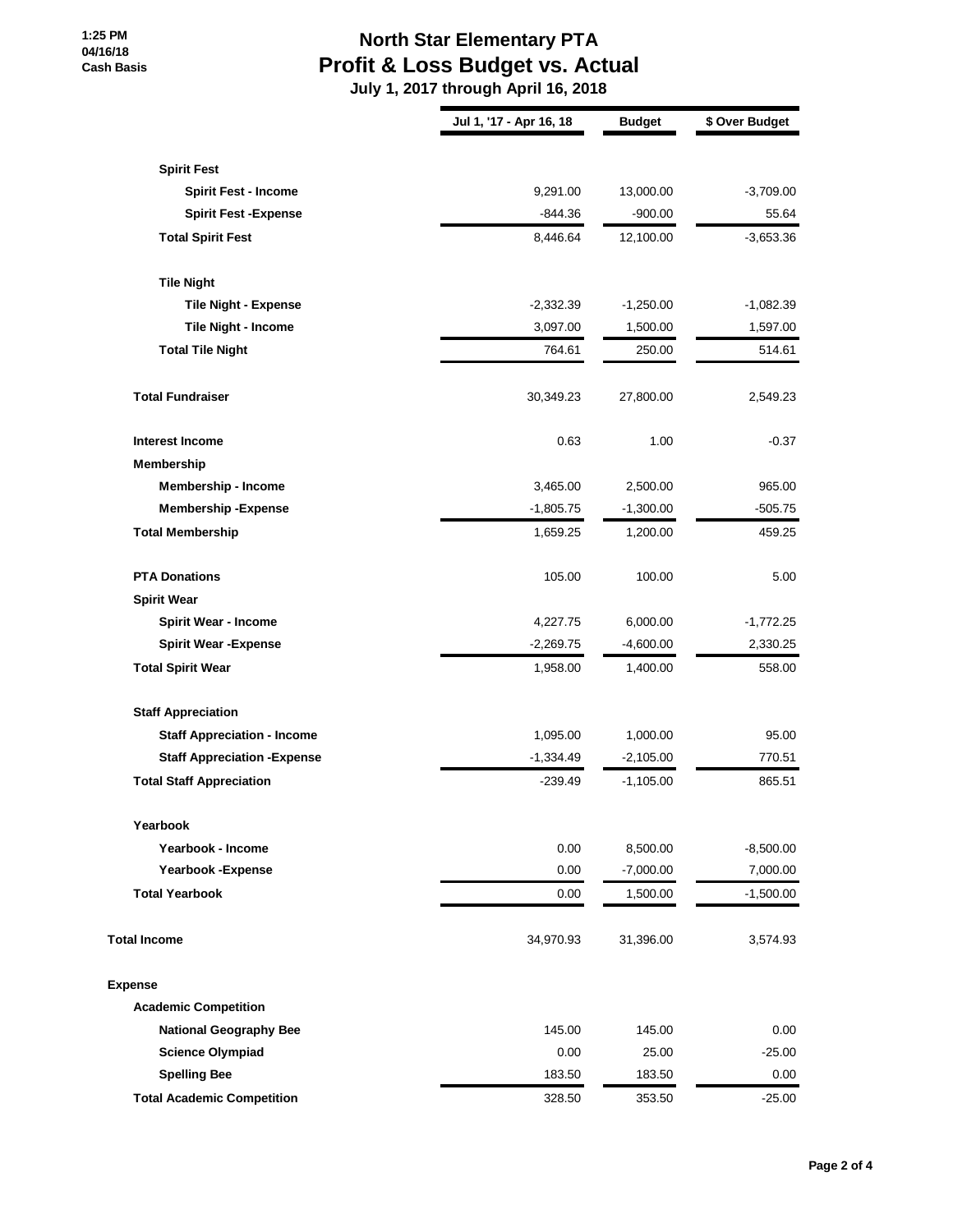1:25 PM
04/16/18
Cash Basis

# North Star Elementary PTA
## Profit & Loss Budget vs. Actual
### July 1, 2017 through April 16, 2018

| | Jul 1, '17 - Apr 16, 18 | Budget | $ Over Budget |
|---|---|---|---|
| **Spirit Fest** | | | |
| **Spirit Fest - Income** | 9,291.00 | 13,000.00 | -3,709.00 |
| **Spirit Fest -Expense** | -844.36 | -900.00 | 55.64 |
| **Total Spirit Fest** | 8,446.64 | 12,100.00 | -3,653.36 |
| **Tile Night** | | | |
| **Tile Night - Expense** | -2,332.39 | -1,250.00 | -1,082.39 |
| **Tile Night - Income** | 3,097.00 | 1,500.00 | 1,597.00 |
| **Total Tile Night** | 764.61 | 250.00 | 514.61 |
| **Total Fundraiser** | 30,349.23 | 27,800.00 | 2,549.23 |
| **Interest Income** | 0.63 | 1.00 | -0.37 |
| **Membership** | | | |
| **Membership - Income** | 3,465.00 | 2,500.00 | 965.00 |
| **Membership -Expense** | -1,805.75 | -1,300.00 | -505.75 |
| **Total Membership** | 1,659.25 | 1,200.00 | 459.25 |
| **PTA Donations** | 105.00 | 100.00 | 5.00 |
| **Spirit Wear** | | | |
| **Spirit Wear - Income** | 4,227.75 | 6,000.00 | -1,772.25 |
| **Spirit Wear -Expense** | -2,269.75 | -4,600.00 | 2,330.25 |
| **Total Spirit Wear** | 1,958.00 | 1,400.00 | 558.00 |
| **Staff Appreciation** | | | |
| **Staff Appreciation - Income** | 1,095.00 | 1,000.00 | 95.00 |
| **Staff Appreciation -Expense** | -1,334.49 | -2,105.00 | 770.51 |
| **Total Staff Appreciation** | -239.49 | -1,105.00 | 865.51 |
| **Yearbook** | | | |
| **Yearbook - Income** | 0.00 | 8,500.00 | -8,500.00 |
| **Yearbook -Expense** | 0.00 | -7,000.00 | 7,000.00 |
| **Total Yearbook** | 0.00 | 1,500.00 | -1,500.00 |
| **Total Income** | 34,970.93 | 31,396.00 | 3,574.93 |
| **Expense** | | | |
| **Academic Competition** | | | |
| **National Geography Bee** | 145.00 | 145.00 | 0.00 |
| **Science Olympiad** | 0.00 | 25.00 | -25.00 |
| **Spelling Bee** | 183.50 | 183.50 | 0.00 |
| **Total Academic Competition** | 328.50 | 353.50 | -25.00 |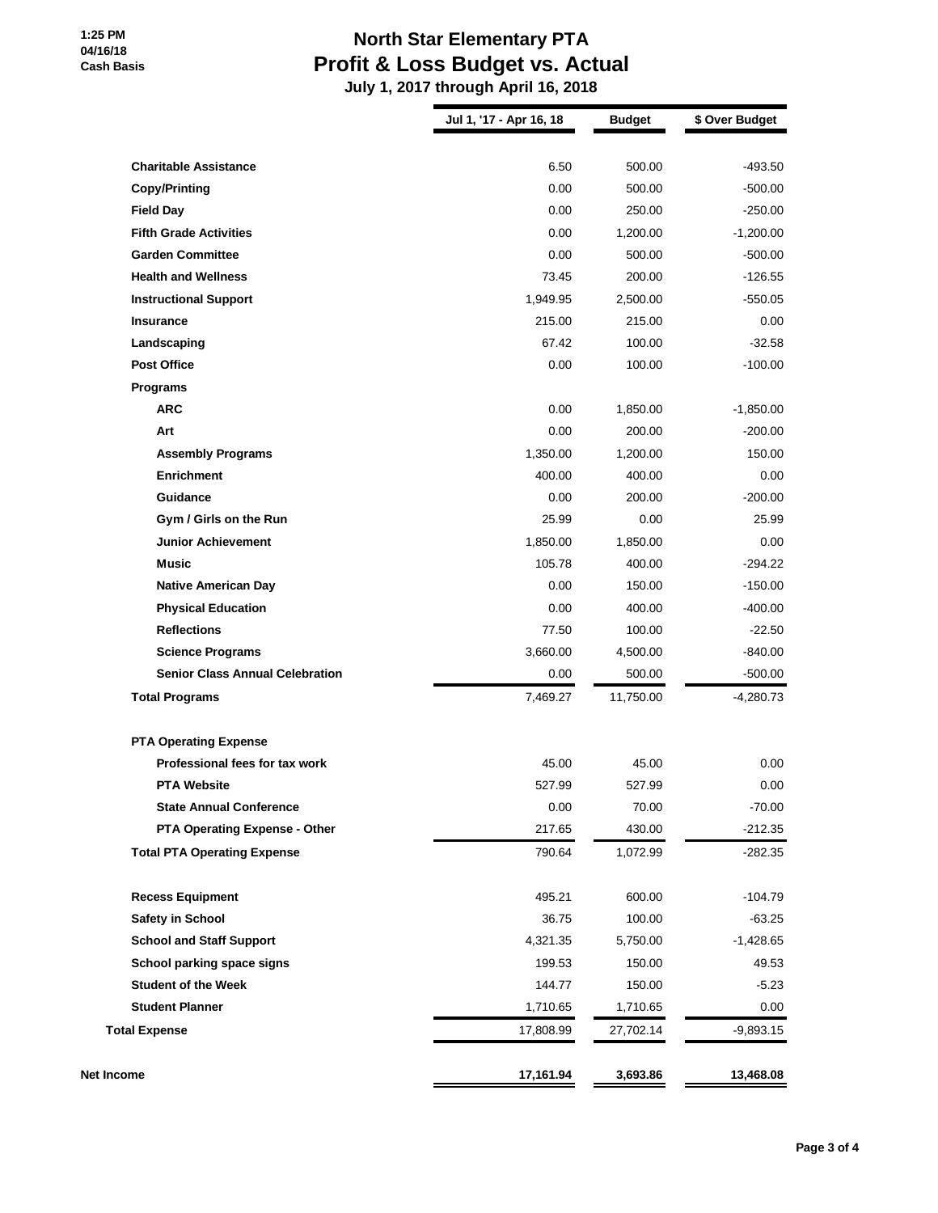# North Star Elementary PTA
## Profit & Loss Budget vs. Actual
### July 1, 2017 through April 16, 2018

1:25 PM
04/16/18
Cash Basis

| | Jul 1, '17 - Apr 16, 18 | Budget | $ Over Budget |
|---|---|---|---|
| **Charitable Assistance** | 6.50 | 500.00 | -493.50 |
| **Copy/Printing** | 0.00 | 500.00 | -500.00 |
| **Field Day** | 0.00 | 250.00 | -250.00 |
| **Fifth Grade Activities** | 0.00 | 1,200.00 | -1,200.00 |
| **Garden Committee** | 0.00 | 500.00 | -500.00 |
| **Health and Wellness** | 73.45 | 200.00 | -126.55 |
| **Instructional Support** | 1,949.95 | 2,500.00 | -550.05 |
| **Insurance** | 215.00 | 215.00 | 0.00 |
| **Landscaping** | 67.42 | 100.00 | -32.58 |
| **Post Office** | 0.00 | 100.00 | -100.00 |
| **Programs** | | | |
| **ARC** | 0.00 | 1,850.00 | -1,850.00 |
| **Art** | 0.00 | 200.00 | -200.00 |
| **Assembly Programs** | 1,350.00 | 1,200.00 | 150.00 |
| **Enrichment** | 400.00 | 400.00 | 0.00 |
| **Guidance** | 0.00 | 200.00 | -200.00 |
| **Gym / Girls on the Run** | 25.99 | 0.00 | 25.99 |
| **Junior Achievement** | 1,850.00 | 1,850.00 | 0.00 |
| **Music** | 105.78 | 400.00 | -294.22 |
| **Native American Day** | 0.00 | 150.00 | -150.00 |
| **Physical Education** | 0.00 | 400.00 | -400.00 |
| **Reflections** | 77.50 | 100.00 | -22.50 |
| **Science Programs** | 3,660.00 | 4,500.00 | -840.00 |
| **Senior Class Annual Celebration** | 0.00 | 500.00 | -500.00 |
| **Total Programs** | 7,469.27 | 11,750.00 | -4,280.73 |
| **PTA Operating Expense** | | | |
| **Professional fees for tax work** | 45.00 | 45.00 | 0.00 |
| **PTA Website** | 527.99 | 527.99 | 0.00 |
| **State Annual Conference** | 0.00 | 70.00 | -70.00 |
| **PTA Operating Expense - Other** | 217.65 | 430.00 | -212.35 |
| **Total PTA Operating Expense** | 790.64 | 1,072.99 | -282.35 |
| **Recess Equipment** | 495.21 | 600.00 | -104.79 |
| **Safety in School** | 36.75 | 100.00 | -63.25 |
| **School and Staff Support** | 4,321.35 | 5,750.00 | -1,428.65 |
| **School parking space signs** | 199.53 | 150.00 | 49.53 |
| **Student of the Week** | 144.77 | 150.00 | -5.23 |
| **Student Planner** | 1,710.65 | 1,710.65 | 0.00 |
| **Total Expense** | 17,808.99 | 27,702.14 | -9,893.15 |
| **Net Income** | **17,161.94** | **3,693.86** | **13,468.08** |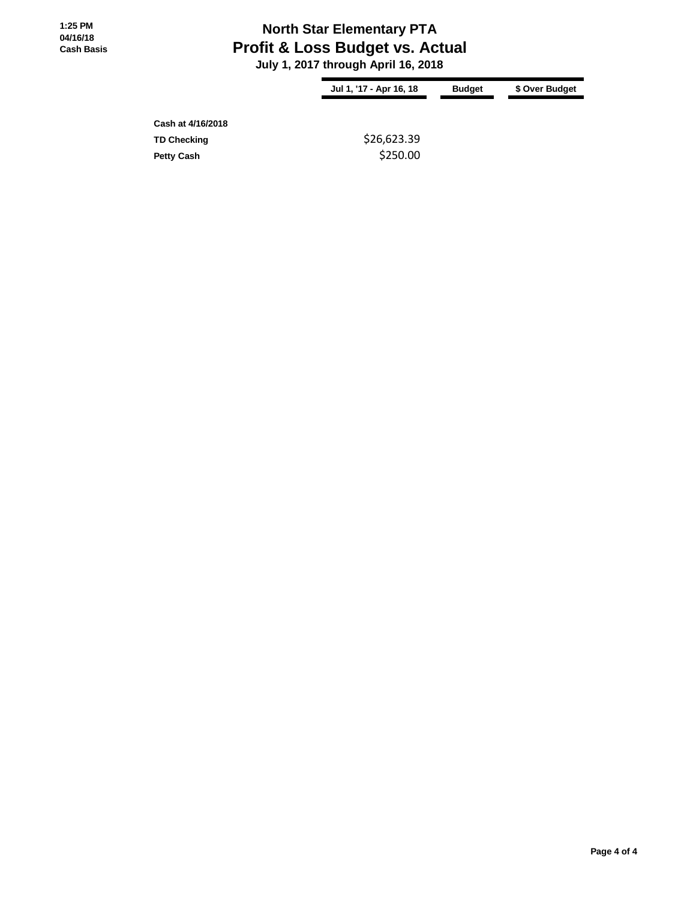**1:25 PM**
**04/16/18**
**Cash Basis**

# North Star Elementary PTA
## Profit & Loss Budget vs. Actual
### July 1, 2017 through April 16, 2018

| | Jul 1, '17 - Apr 16, 18 | Budget | $ Over Budget |
|---|---|---|---|
| **Cash at 4/16/2018** | | | |
| **TD Checking** | $26,623.39 | | |
| **Petty Cash** | $250.00 | | |